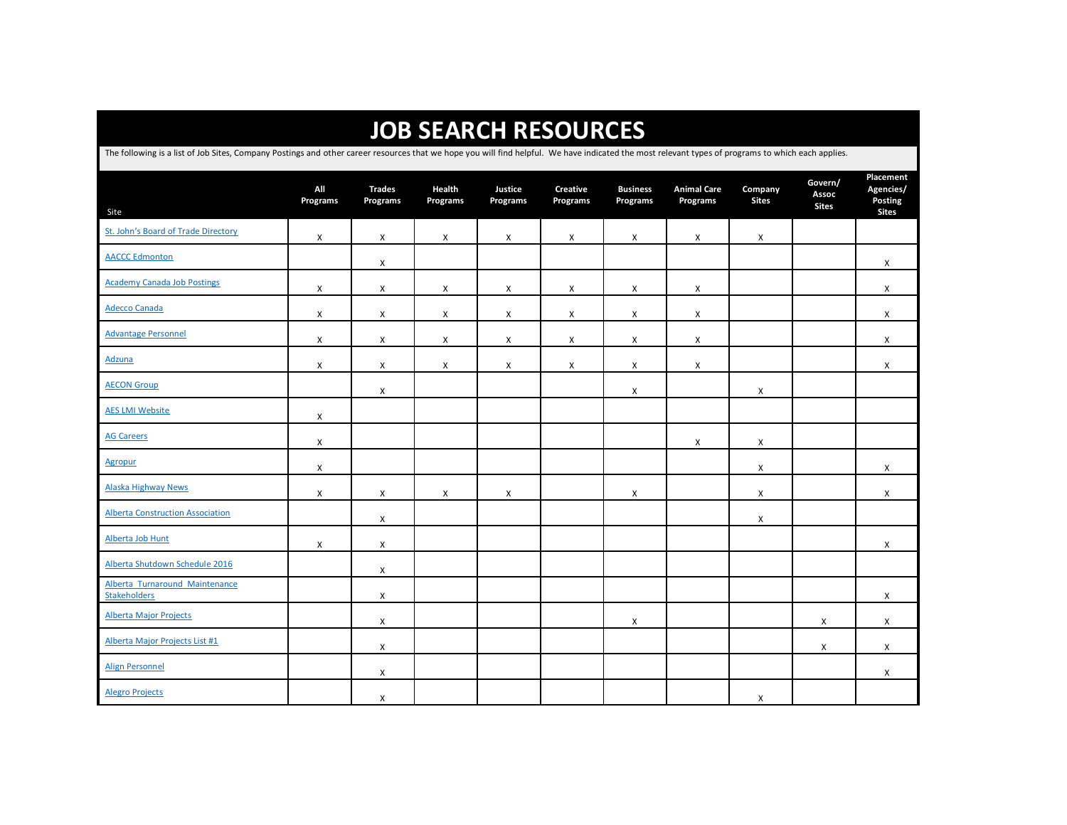# JOB SEARCH RESOURCES

The following is a list of Job Sites, Company Postings and other career resources that we hope you will find helpful. We have indicated the most relevant types of programs to which each applies.

| Site | All Programs | Trades Programs | Health Programs | Justice Programs | Creative Programs | Business Programs | Animal Care Programs | Company Sites | Govern/ Assoc Sites | Placement Agencies/ Posting Sites |
|---|---|---|---|---|---|---|---|---|---|---|
| St. John's Board of Trade Directory | X | X | X | X | X | X | X | X | | |
| AACCC Edmonton | | X | | | | | | | | X |
| Academy Canada Job Postings | X | X | X | X | X | X | X | | | X |
| Adecco Canada | X | X | X | X | X | X | X | | | X |
| Advantage Personnel | X | X | X | X | X | X | X | | | X |
| Adzuna | X | X | X | X | X | X | X | | | X |
| AECON Group | | X | | | | X | | X | | |
| AES LMI Website | X | | | | | | | | | |
| AG Careers | X | | | | | | X | X | | |
| Agropur | X | | | | | | | X | | X |
| Alaska Highway News | X | X | X | X | | X | | X | | X |
| Alberta Construction Association | | X | | | | | | X | | |
| Alberta Job Hunt | X | X | | | | | | | | X |
| Alberta Shutdown Schedule 2016 | | X | | | | | | | | |
| Alberta Turnaround Maintenance Stakeholders | | X | | | | | | | | X |
| Alberta Major Projects | | X | | | | X | | | X | X |
| Alberta Major Projects List #1 | | X | | | | | | | X | X |
| Align Personnel | | X | | | | | | | | X |
| Alegro Projects | | X | | | | | | X | | |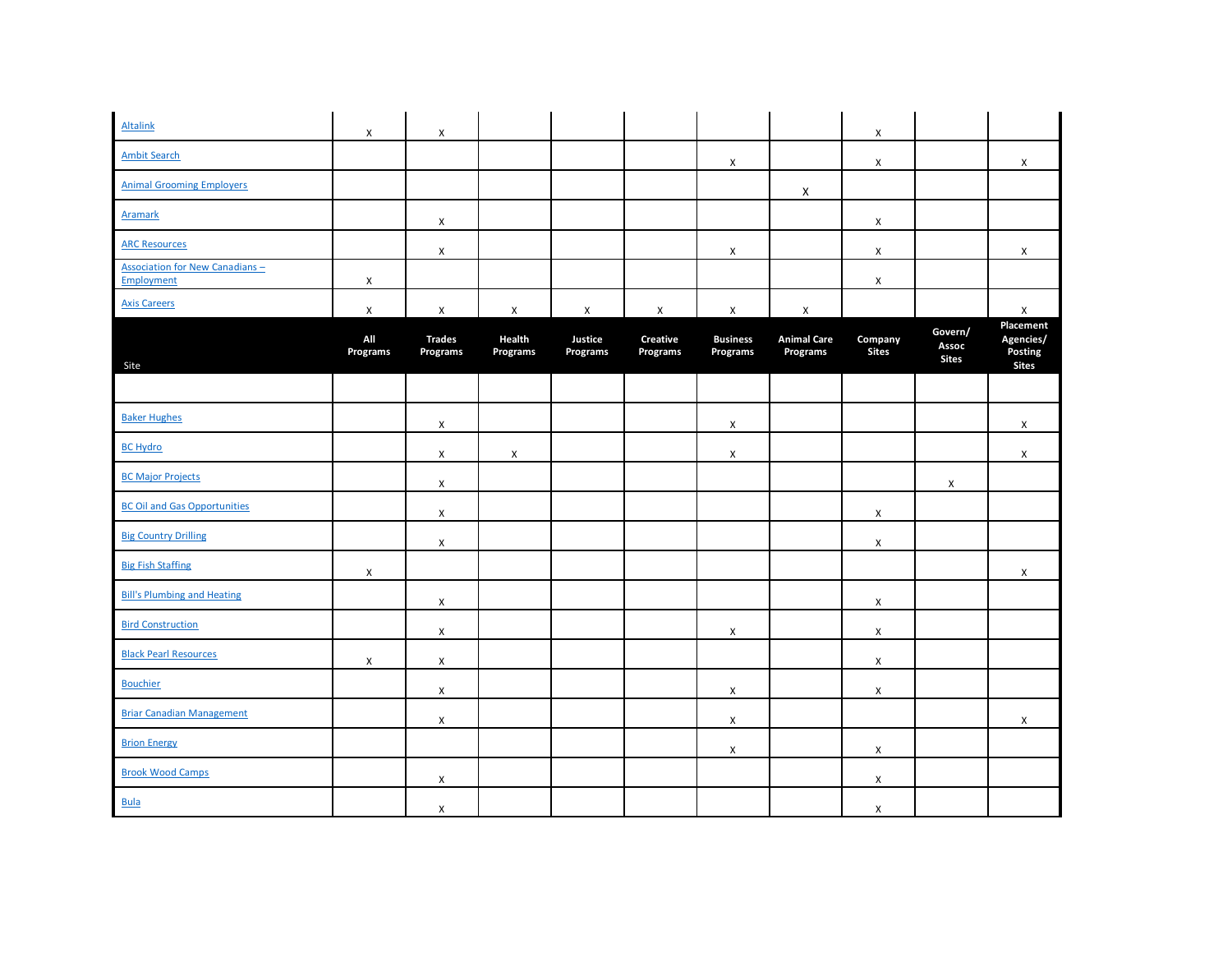| Site | All Programs | Trades Programs | Health Programs | Justice Programs | Creative Programs | Business Programs | Animal Care Programs | Company Sites | Govern/ Assoc Sites | Placement Agencies/ Posting Sites |
|---|---|---|---|---|---|---|---|---|---|---|
| Altalink | X | X | | | | | | X | | |
| Ambit Search | | | | | | X | | X | | X |
| Animal Grooming Employers | | | | | | | X | | | |
| Aramark | | X | | | | | | X | | |
| ARC Resources | | X | | | | X | | X | | X |
| Association for New Canadians – Employment | X | | | | | | | X | | |
| Axis Careers | X | X | X | X | X | X | X | | | X |
| | | | | | | | | | | |
| Baker Hughes | | X | | | | X | | | | X |
| BC Hydro | | X | X | | | X | | | | X |
| BC Major Projects | | X | | | | | | | X | |
| BC Oil and Gas Opportunities | | X | | | | | | X | | |
| Big Country Drilling | | X | | | | | | X | | |
| Big Fish Staffing | X | | | | | | | | | X |
| Bill's Plumbing and Heating | | X | | | | | | X | | |
| Bird Construction | | X | | | | X | | X | | |
| Black Pearl Resources | X | X | | | | | | X | | |
| Bouchier | | X | | | | X | | X | | |
| Briar Canadian Management | | X | | | | X | | | | X |
| Brion Energy | | | | | | X | | X | | |
| Brook Wood Camps | | X | | | | | | X | | |
| Bula | | X | | | | | | X | | |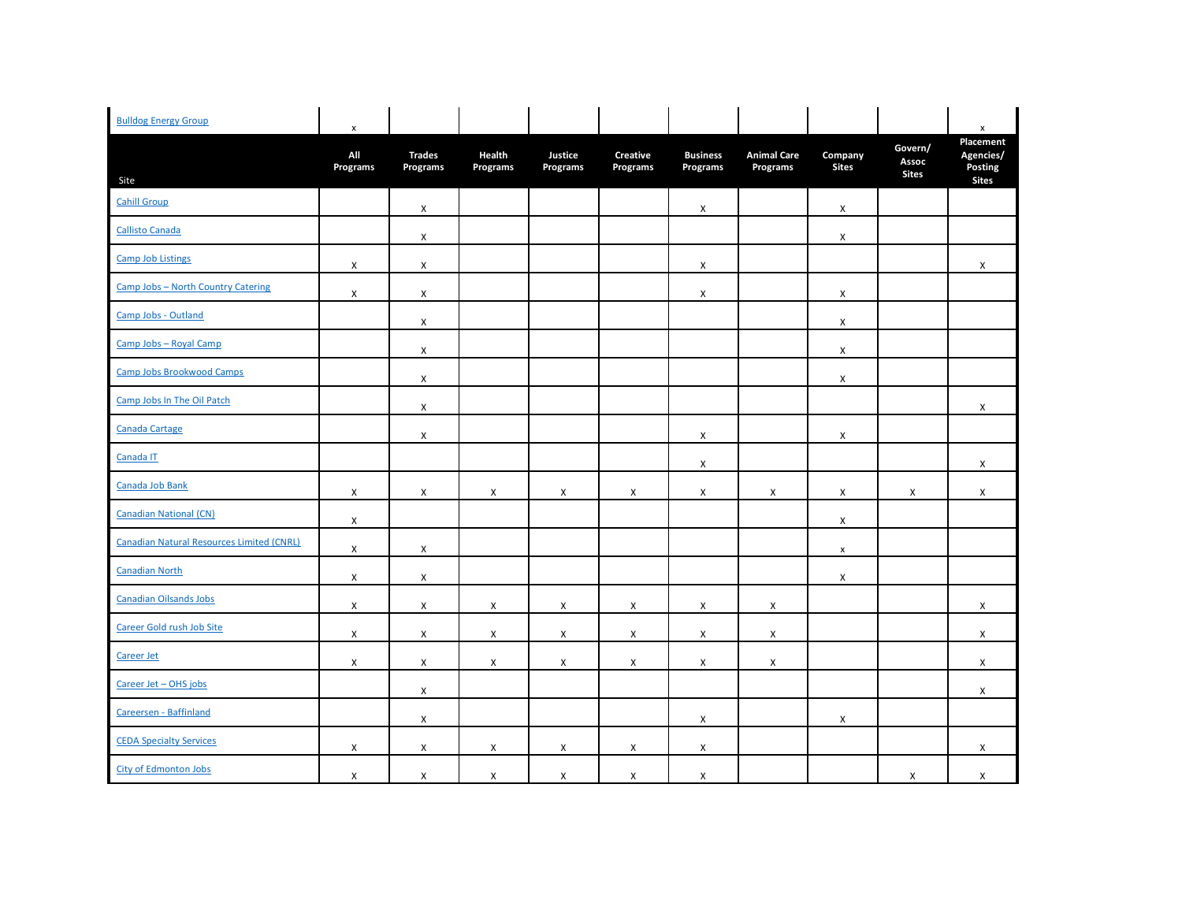| Bulldog Energy Group | x | | | | | | | | | x |
|---|---|---|---|---|---|---|---|---|---|---|
| Site | All Programs | Trades Programs | Health Programs | Justice Programs | Creative Programs | Business Programs | Animal Care Programs | Company Sites | Govern/ Assoc Sites | Placement Agencies/ Posting Sites |
| Cahill Group | | X | | | | X | | X | | |
| Callisto Canada | | X | | | | | | X | | |
| Camp Job Listings | X | X | | | | X | | | | X |
| Camp Jobs – North Country Catering | X | X | | | | X | | X | | |
| Camp Jobs - Outland | | X | | | | | | X | | |
| Camp Jobs – Royal Camp | | X | | | | | | X | | |
| Camp Jobs Brookwood Camps | | X | | | | | | X | | |
| Camp Jobs In The Oil Patch | | X | | | | | | | | X |
| Canada Cartage | | X | | | | X | | X | | |
| Canada IT | | | | | | X | | | | X |
| Canada Job Bank | X | X | X | X | X | X | X | X | X | X |
| Canadian National (CN) | X | | | | | | | X | | |
| Canadian Natural Resources Limited (CNRL) | X | X | | | | | | x | | |
| Canadian North | X | X | | | | | | X | | |
| Canadian Oilsands Jobs | X | X | X | X | X | X | X | | | X |
| Career Gold rush Job Site | X | X | X | X | X | X | X | | | X |
| Career Jet | X | X | X | X | X | X | X | | | X |
| Career Jet – OHS jobs | | X | | | | | | | | X |
| Careersen - Baffinland | | X | | | | X | | X | | |
| CEDA Specialty Services | X | X | X | X | X | X | | | | X |
| City of Edmonton Jobs | X | X | X | X | X | X | | | X | X |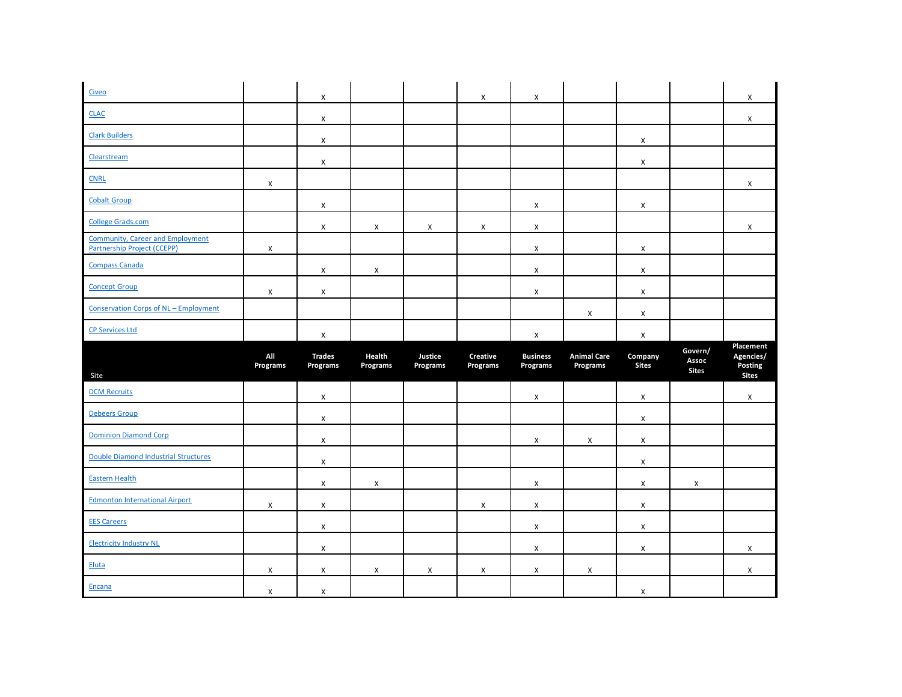| Site | All Programs | Trades Programs | Health Programs | Justice Programs | Creative Programs | Business Programs | Animal Care Programs | Company Sites | Govern/ Assoc Sites | Placement Agencies/ Posting Sites |
|---|---|---|---|---|---|---|---|---|---|---|
| Civeo | | X | | | X | X | | | | X |
| CLAC | | X | | | | | | | | X |
| Clark Builders | | X | | | | | | X | | |
| Clearstream | | X | | | | | | X | | |
| CNRL | X | | | | | | | | | X |
| Cobalt Group | | X | | | | X | | X | | |
| College Grads.com | | X | X | X | X | X | | | | X |
| Community, Career and Employment Partnership Project (CCEPP) | X | | | | | X | | X | | |
| Compass Canada | | X | X | | | X | | X | | |
| Concept Group | X | X | | | | X | | X | | |
| Conservation Corps of NL – Employment | | | | | | | X | X | | |
| CP Services Ltd | | X | | | | X | | X | | |
| DCM Recruits | | X | | | | X | | X | | X |
| Debeers Group | | X | | | | | | X | | |
| Dominion Diamond Corp | | X | | | | X | X | X | | |
| Double Diamond Industrial Structures | | X | | | | | | X | | |
| Eastern Health | | X | X | | | X | | X | X | |
| Edmonton International Airport | X | X | | | X | X | | X | | |
| EES Careers | | X | | | | X | | X | | |
| Electricity Industry NL | | X | | | | X | | X | | X |
| Eluta | X | X | X | X | X | X | X | | | X |
| Encana | X | X | | | | | | X | | |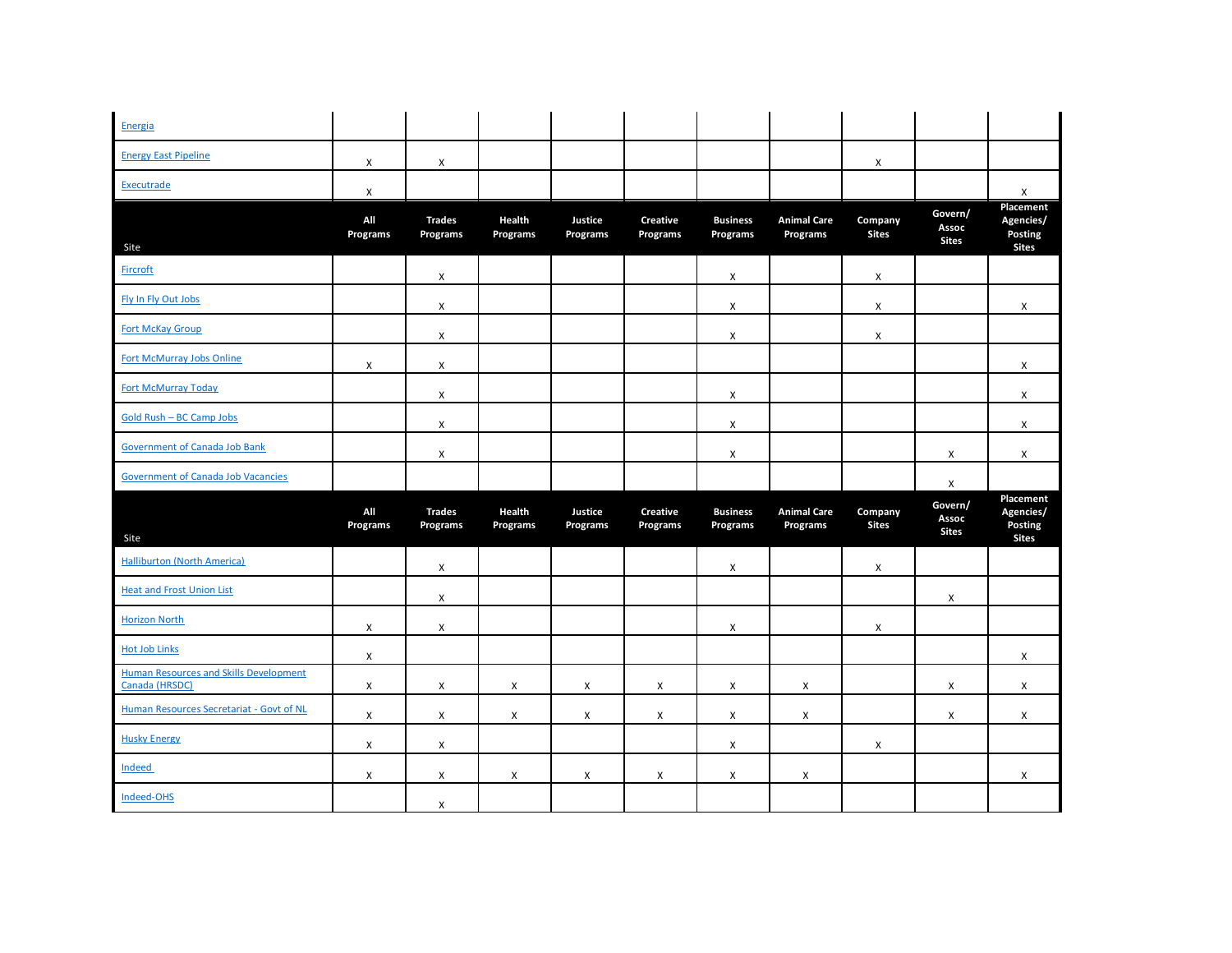| Site | All Programs | Trades Programs | Health Programs | Justice Programs | Creative Programs | Business Programs | Animal Care Programs | Company Sites | Govern/ Assoc Sites | Placement Agencies/ Posting Sites |
|---|---|---|---|---|---|---|---|---|---|---|
| Energia | | | | | | | | | | |
| Energy East Pipeline | X | X | | | | | | X | | |
| Executrade | X | | | | | | | | | X |
| Fircroft | | X | | | | X | | X | | |
| Fly In Fly Out Jobs | | X | | | | X | | X | | X |
| Fort McKay Group | | X | | | | X | | X | | |
| Fort McMurray Jobs Online | X | X | | | | | | | | X |
| Fort McMurray Today | | X | | | | X | | | | X |
| Gold Rush – BC Camp Jobs | | X | | | | X | | | | X |
| Government of Canada Job Bank | | X | | | | X | | | X | X |
| Government of Canada Job Vacancies | | | | | | | | | X | |
| Halliburton (North America) | | X | | | | X | | X | | |
| Heat and Frost Union List | | X | | | | | | | X | |
| Horizon North | X | X | | | | X | | X | | |
| Hot Job Links | X | | | | | | | | | X |
| Human Resources and Skills Development Canada (HRSDC) | X | X | X | X | X | X | X | | X | X |
| Human Resources Secretariat - Govt of NL | X | X | X | X | X | X | X | | X | X |
| Husky Energy | X | X | | | | X | | X | | |
| Indeed | X | X | X | X | X | X | X | | | X |
| Indeed-OHS | | X | | | | | | | | |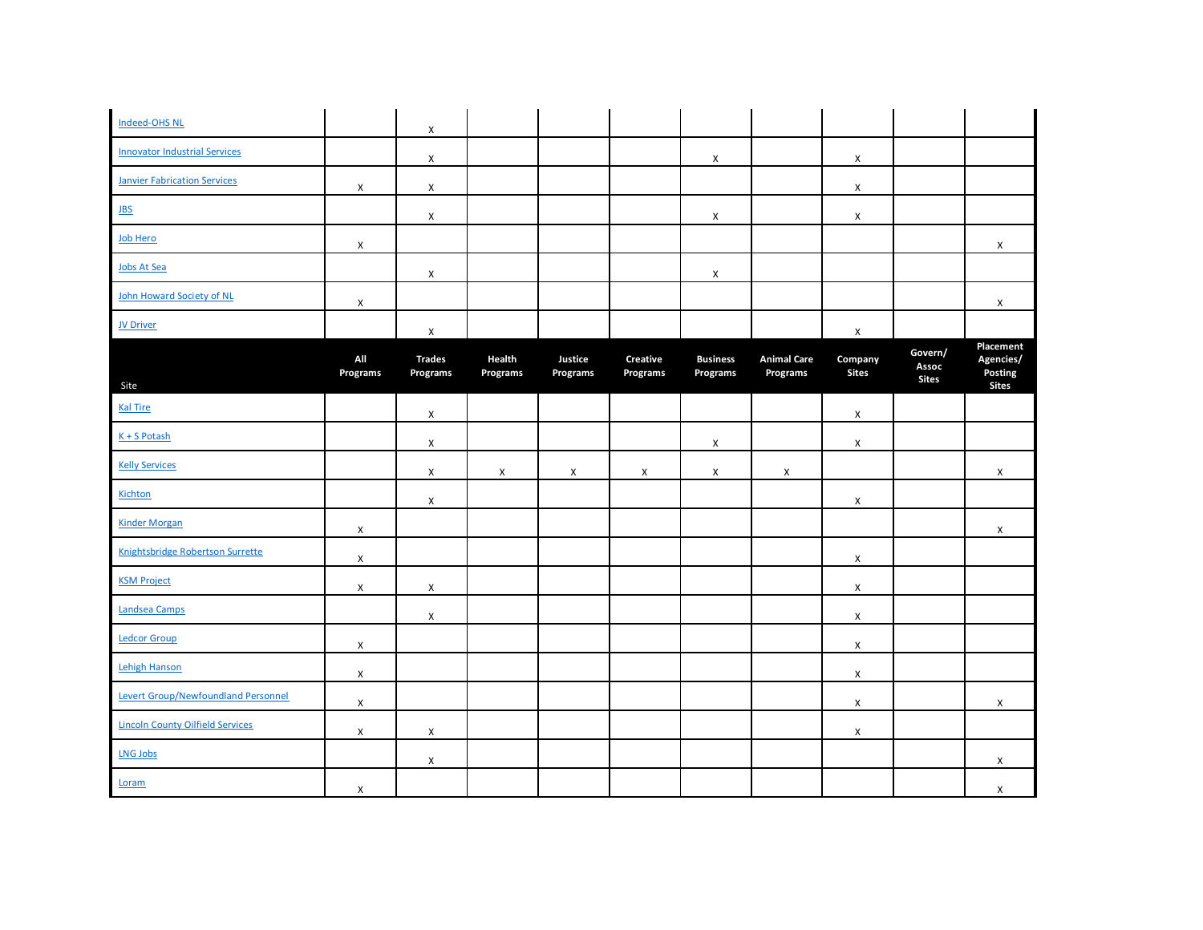| Site | All Programs | Trades Programs | Health Programs | Justice Programs | Creative Programs | Business Programs | Animal Care Programs | Company Sites | Govern/ Assoc Sites | Placement Agencies/ Posting Sites |
|---|---|---|---|---|---|---|---|---|---|---|
| Indeed-OHS NL | | x | | | | | | | | |
| Innovator Industrial Services | | x | | | | x | | x | | |
| Janvier Fabrication Services | x | x | | | | | | x | | |
| JBS | | x | | | | x | | x | | |
| Job Hero | x | | | | | | | | | x |
| Jobs At Sea | | x | | | | x | | | | |
| John Howard Society of NL | x | | | | | | | | | x |
| JV Driver | | x | | | | | | x | | |
| Kal Tire | | x | | | | | | x | | |
| K + S Potash | | x | | | | x | | x | | |
| Kelly Services | | x | x | x | x | x | x | | | x |
| Kichton | | x | | | | | | x | | |
| Kinder Morgan | x | | | | | | | | | x |
| Knightsbridge Robertson Surrette | x | | | | | | | x | | |
| KSM Project | x | x | | | | | | x | | |
| Landsea Camps | | x | | | | | | x | | |
| Ledcor Group | x | | | | | | | x | | |
| Lehigh Hanson | x | | | | | | | x | | |
| Levert Group/Newfoundland Personnel | x | | | | | | | x | | x |
| Lincoln County Oilfield Services | x | x | | | | | | x | | |
| LNG Jobs | | x | | | | | | | | x |
| Loram | x | | | | | | | | | x |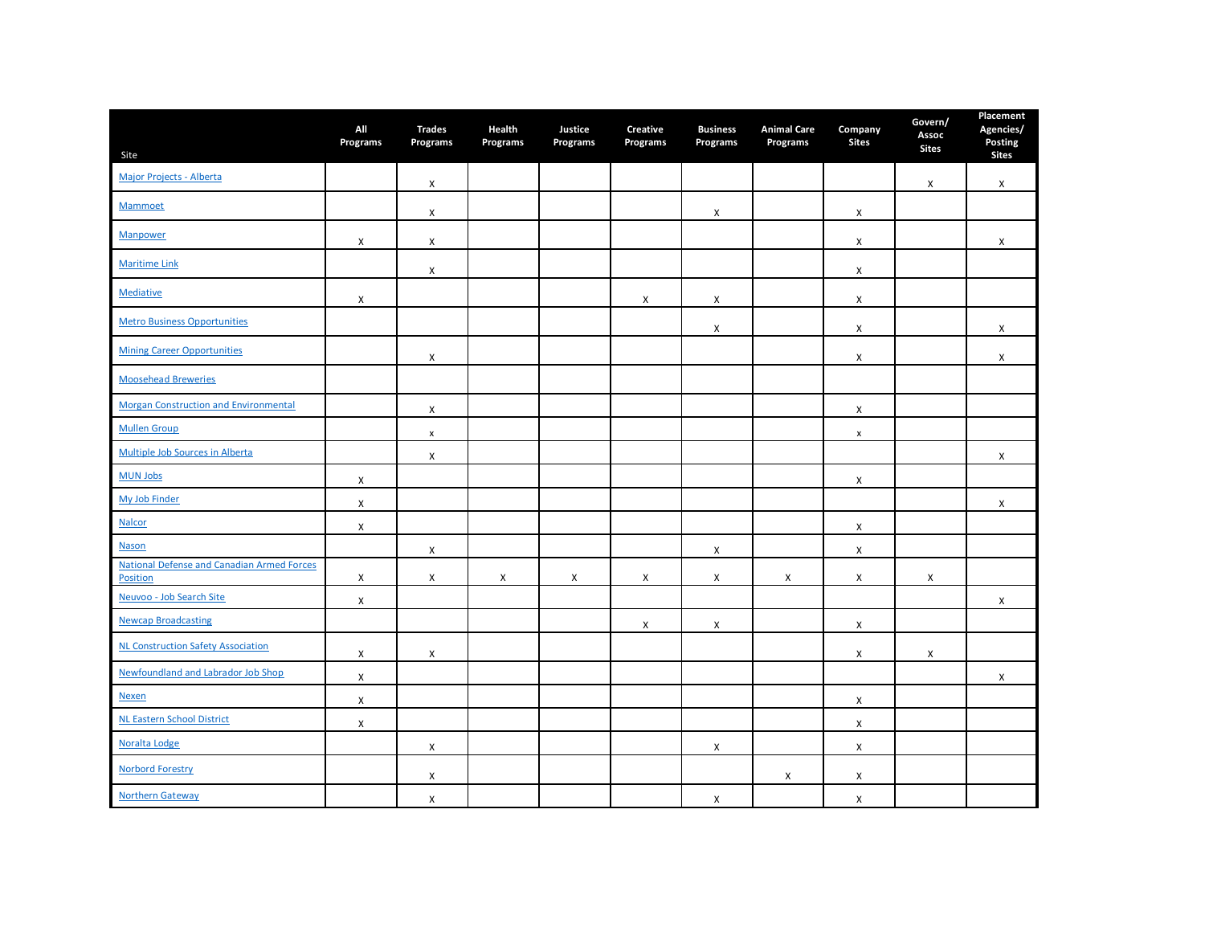| Site | All Programs | Trades Programs | Health Programs | Justice Programs | Creative Programs | Business Programs | Animal Care Programs | Company Sites | Govern/ Assoc Sites | Placement Agencies/ Posting Sites |
|---|---|---|---|---|---|---|---|---|---|---|
| Major Projects - Alberta | | X | | | | | | | X | X |
| Mammoet | | X | | | | X | | X | | |
| Manpower | X | X | | | | | | X | | X |
| Maritime Link | | X | | | | | | X | | |
| Mediative | X | | | | X | X | | X | | |
| Metro Business Opportunities | | | | | | X | | X | | X |
| Mining Career Opportunities | | X | | | | | | X | | X |
| Moosehead Breweries | | | | | | | | | | |
| Morgan Construction and Environmental | | X | | | | | | X | | |
| Mullen Group | | x | | | | | | x | | |
| Multiple Job Sources in Alberta | | X | | | | | | | | X |
| MUN Jobs | X | | | | | | | X | | |
| My Job Finder | X | | | | | | | | | X |
| Nalcor | X | | | | | | | X | | |
| Nason | | X | | | | X | | X | | |
| National Defense and Canadian Armed Forces Position | X | X | X | X | X | X | X | X | X | |
| Neuvoo - Job Search Site | X | | | | | | | | | X |
| Newcap Broadcasting | | | | | X | X | | X | | |
| NL Construction Safety Association | X | X | | | | | | X | X | |
| Newfoundland and Labrador Job Shop | X | | | | | | | | | X |
| Nexen | X | | | | | | | X | | |
| NL Eastern School District | X | | | | | | | X | | |
| Noralta Lodge | | X | | | | X | | X | | |
| Norbord Forestry | | X | | | | | X | X | | |
| Northern Gateway | | X | | | | X | | X | | |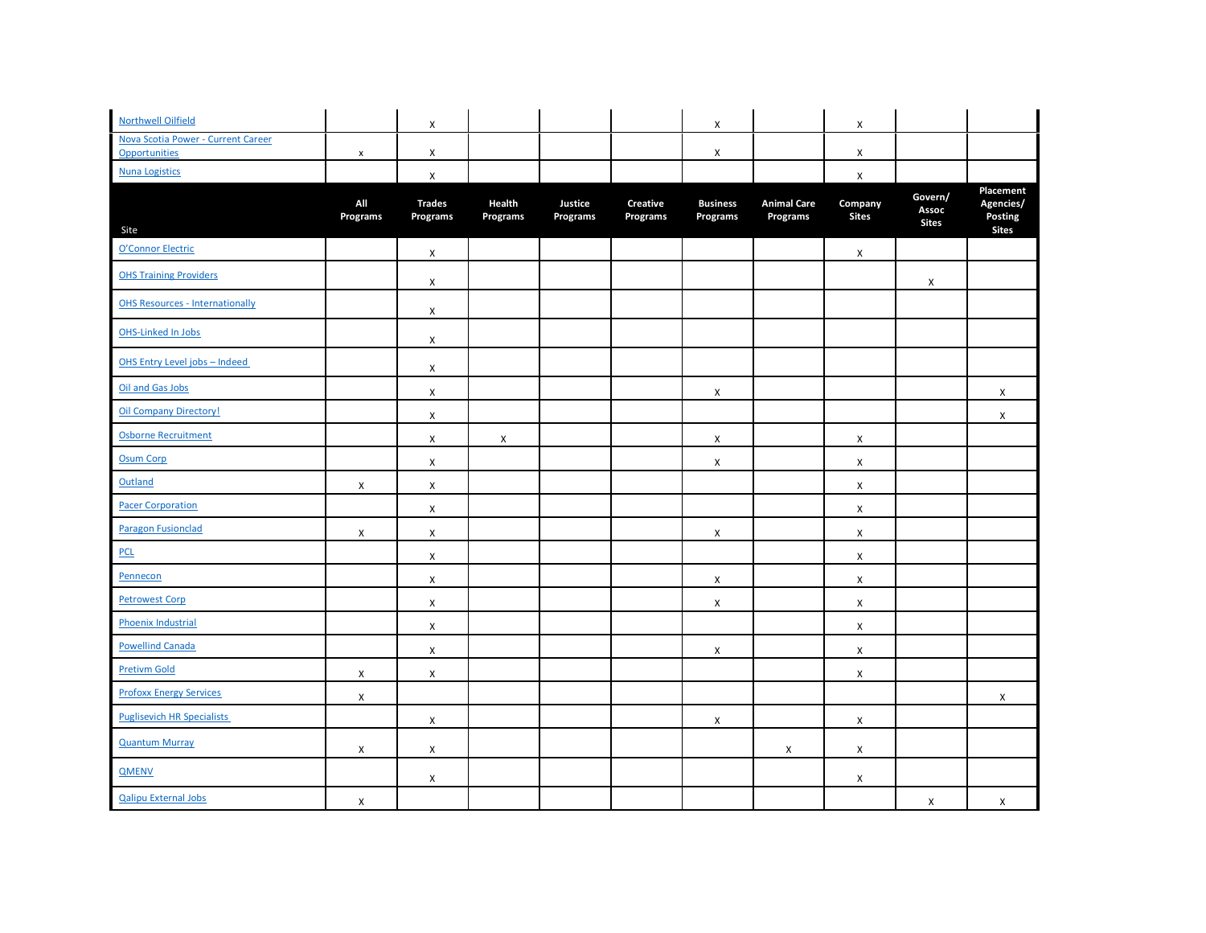| Site | All Programs | Trades Programs | Health Programs | Justice Programs | Creative Programs | Business Programs | Animal Care Programs | Company Sites | Govern/ Assoc Sites | Placement Agencies/ Posting Sites |
|---|---|---|---|---|---|---|---|---|---|---|
| Northwell Oilfield | | X | | | | X | | X | | |
| Nova Scotia Power - Current Career Opportunities | x | X | | | | X | | X | | |
| Nuna Logistics | | X | | | | | | X | | |
| O'Connor Electric | | X | | | | | | X | | |
| OHS Training Providers | | X | | | | | | | X | |
| OHS Resources - Internationally | | X | | | | | | | | |
| OHS-Linked In Jobs | | X | | | | | | | | |
| OHS Entry Level jobs – Indeed | | X | | | | | | | | |
| Oil and Gas Jobs | | X | | | | X | | | | X |
| Oil Company Directory! | | X | | | | | | | | X |
| Osborne Recruitment | | X | X | | | X | | X | | |
| Osum Corp | | X | | | | X | | X | | |
| Outland | X | X | | | | | | X | | |
| Pacer Corporation | | X | | | | | | X | | |
| Paragon Fusionclad | X | X | | | | X | | X | | |
| PCL | | X | | | | | | X | | |
| Pennecon | | X | | | | X | | X | | |
| Petrowest Corp | | X | | | | X | | X | | |
| Phoenix Industrial | | X | | | | | | X | | |
| Powellind Canada | | X | | | | X | | X | | |
| Pretivm Gold | X | X | | | | | | X | | |
| Profoxx Energy Services | X | | | | | | | | | X |
| Puglisevich HR Specialists | | X | | | | X | | X | | |
| Quantum Murray | X | X | | | | | X | X | | |
| QMENV | | X | | | | | | X | | |
| Qalipu External Jobs | X | | | | | | | | X | X |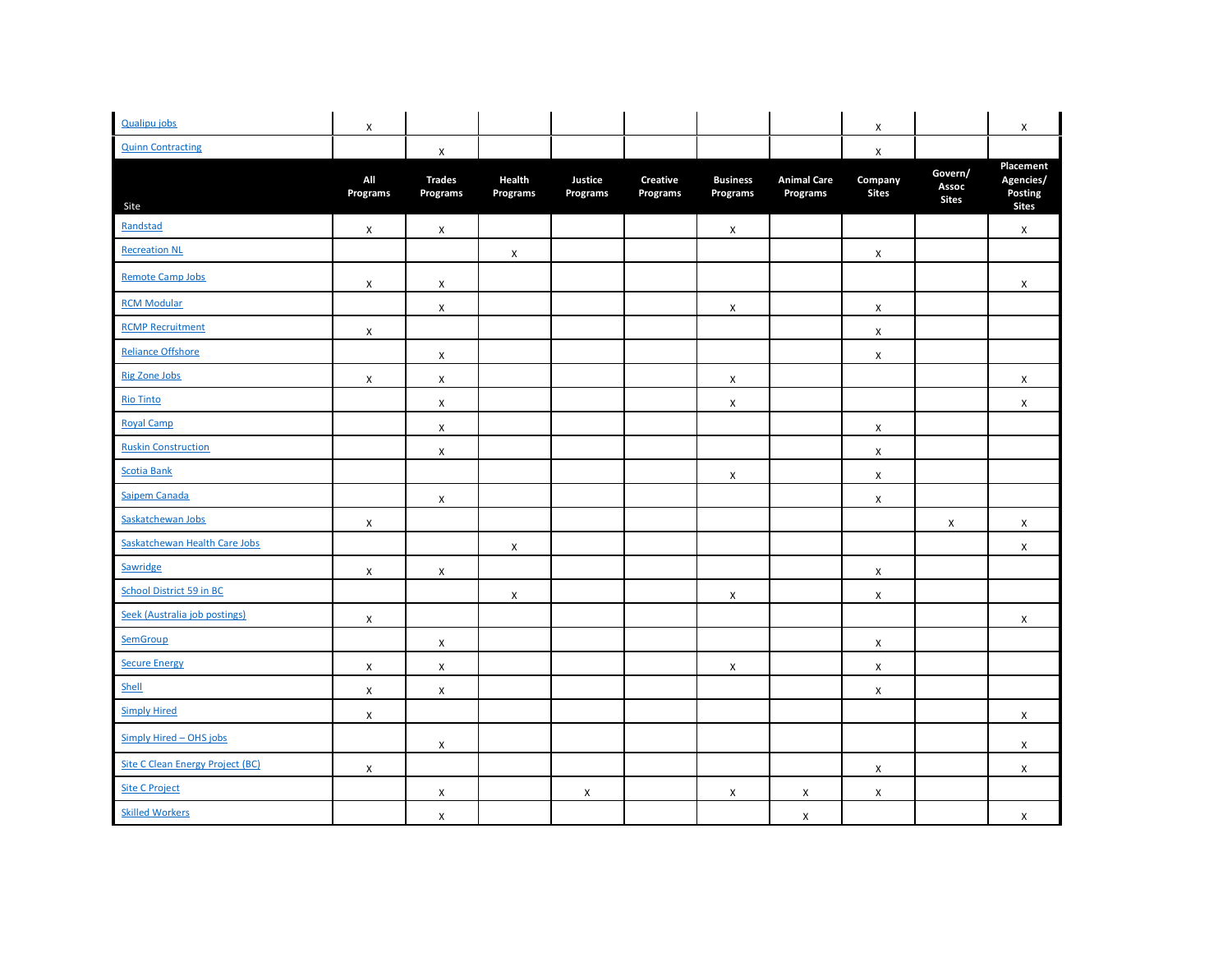| Qualipu jobs | X | | | | | | | X | | X |
|---|---|---|---|---|---|---|---|---|---|---|
| Quinn Contracting | | X | | | | | | X | | |
| **Site** | **All Programs** | **Trades Programs** | **Health Programs** | **Justice Programs** | **Creative Programs** | **Business Programs** | **Animal Care Programs** | **Company Sites** | **Govern/ Assoc Sites** | **Placement Agencies/ Posting Sites** |
| Randstad | X | X | | | | X | | | | X |
| Recreation NL | | | X | | | | | X | | |
| Remote Camp Jobs | X | X | | | | | | | | X |
| RCM Modular | | X | | | | X | | X | | |
| RCMP Recruitment | X | | | | | | | X | | |
| Reliance Offshore | | X | | | | | | X | | |
| Rig Zone Jobs | X | X | | | | X | | | | X |
| Rio Tinto | | X | | | | X | | | | X |
| Royal Camp | | X | | | | | | X | | |
| Ruskin Construction | | X | | | | | | X | | |
| Scotia Bank | | | | | | X | | X | | |
| Saipem Canada | | X | | | | | | X | | |
| Saskatchewan Jobs | X | | | | | | | | X | X |
| Saskatchewan Health Care Jobs | | | X | | | | | | | X |
| Sawridge | X | X | | | | | | X | | |
| School District 59 in BC | | | X | | | X | | X | | |
| Seek (Australia job postings) | X | | | | | | | | | X |
| SemGroup | | X | | | | | | X | | |
| Secure Energy | X | X | | | | X | | X | | |
| Shell | X | X | | | | | | X | | |
| Simply Hired | X | | | | | | | | | X |
| Simply Hired – OHS jobs | | X | | | | | | | | X |
| Site C Clean Energy Project (BC) | X | | | | | | | X | | X |
| Site C Project | | X | | X | | X | X | X | | |
| Skilled Workers | | X | | | | | X | | | X |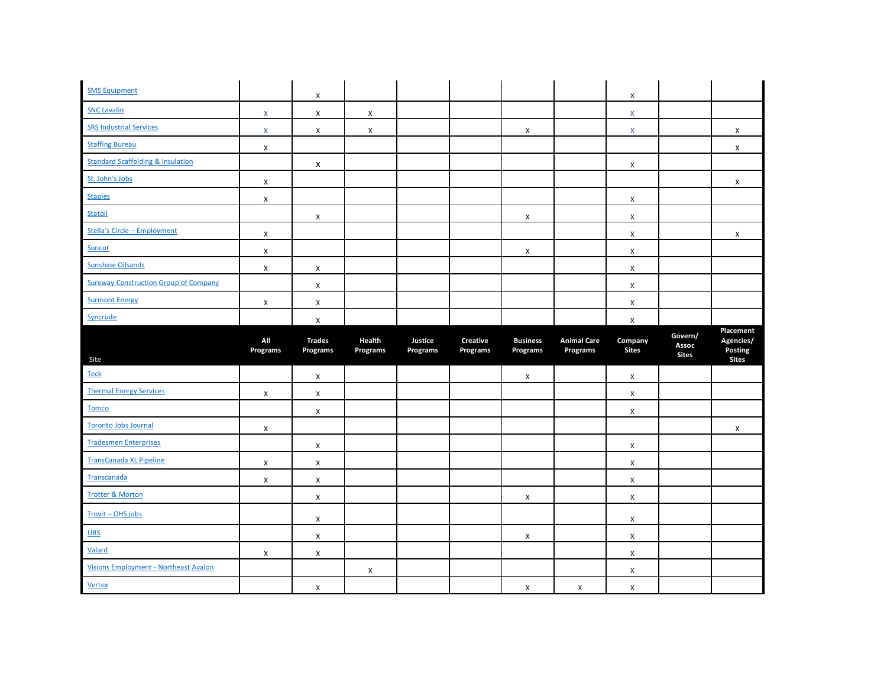| Site | All Programs | Trades Programs | Health Programs | Justice Programs | Creative Programs | Business Programs | Animal Care Programs | Company Sites | Govern/ Assoc Sites | Placement Agencies/ Posting Sites |
|---|---|---|---|---|---|---|---|---|---|---|
| SMS Equipment | | x | | | | | | x | | |
| SNC Lavalin | x | x | x | | | | | x | | |
| SRS Industrial Services | x | x | x | | | x | | x | | x |
| Staffing Bureau | x | | | | | | | | | x |
| Standard Scaffolding & Insulation | | x | | | | | | x | | |
| St. John's Jobs | x | | | | | | | | | x |
| Staples | x | | | | | | | x | | |
| Statoil | | x | | | | x | | x | | |
| Stella's Circle – Employment | x | | | | | | | x | | x |
| Suncor | x | | | | | x | | x | | |
| Sunshine Oilsands | x | x | | | | | | x | | |
| Sureway Construction Group of Company | | x | | | | | | x | | |
| Surmont Energy | x | x | | | | | | x | | |
| Syncrude | | x | | | | | | x | | |
| Teck | | x | | | | x | | x | | |
| Thermal Energy Services | x | x | | | | | | x | | |
| Tomco | | x | | | | | | x | | |
| Toronto Jobs Journal | x | | | | | | | | | x |
| Tradesmen Enterprises | | x | | | | | | x | | |
| TransCanada XL Pipeline | x | x | | | | | | x | | |
| Transcanada | x | x | | | | | | x | | |
| Trotter & Morton | | x | | | | x | | x | | |
| Trovit – OHS jobs | | x | | | | | | x | | |
| URS | | x | | | | x | | x | | |
| Valard | x | x | | | | | | x | | |
| Visions Employment - Northeast Avalon | | | x | | | | | x | | |
| Vertex | | x | | | | x | x | x | | |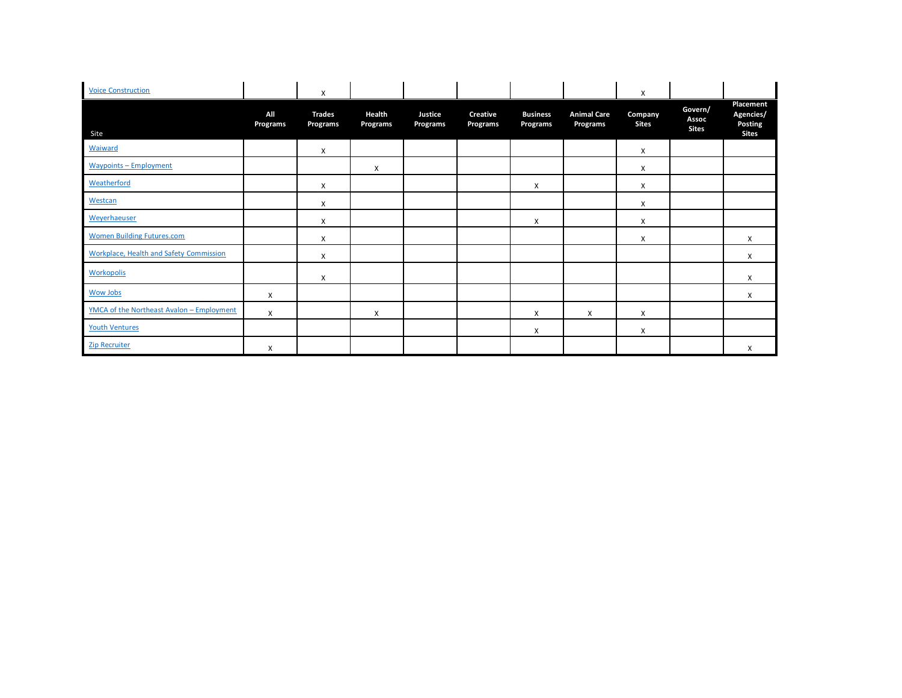| Site | All Programs | Trades Programs | Health Programs | Justice Programs | Creative Programs | Business Programs | Animal Care Programs | Company Sites | Govern/ Assoc Sites | Placement Agencies/ Posting Sites |
|---|---|---|---|---|---|---|---|---|---|---|
| Voice Construction | | X | | | | | | X | | |
| Waiward | | X | | | | | | X | | |
| Waypoints – Employment | | | X | | | | | X | | |
| Weatherford | | X | | | | X | | X | | |
| Westcan | | X | | | | | | X | | |
| Weyerhaeuser | | X | | | | X | | X | | |
| Women Building Futures.com | | X | | | | | | X | | X |
| Workplace, Health and Safety Commission | | X | | | | | | | | X |
| Workopolis | | X | | | | | | | | X |
| Wow Jobs | X | | | | | | | | | X |
| YMCA of the Northeast Avalon – Employment | X | | X | | | X | X | X | | |
| Youth Ventures | | | | | | X | | X | | |
| Zip Recruiter | X | | | | | | | | | X |